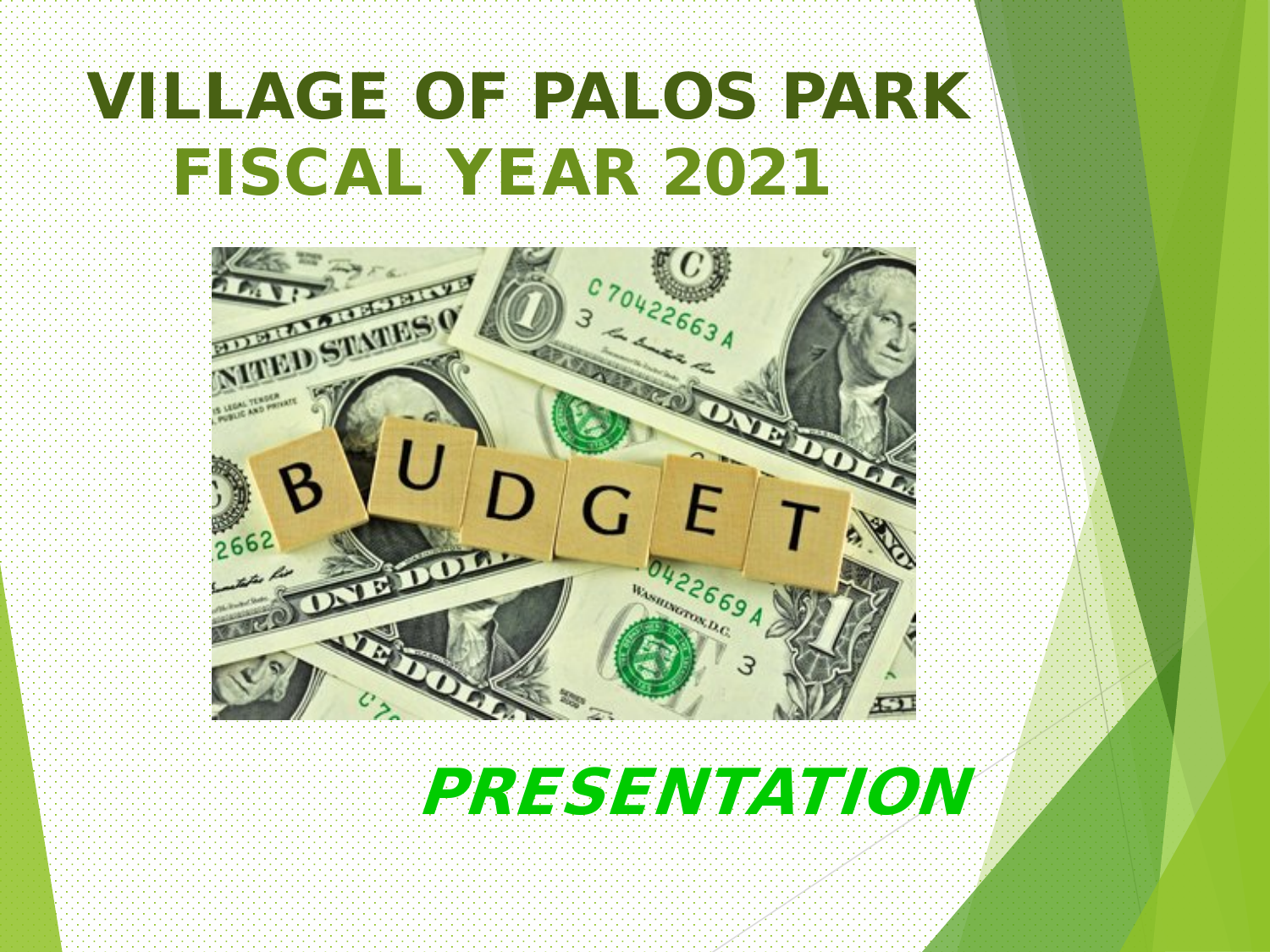# VILLAGE OF PALOS PARK
## FISCAL YEAR 2021

***PRESENTATION***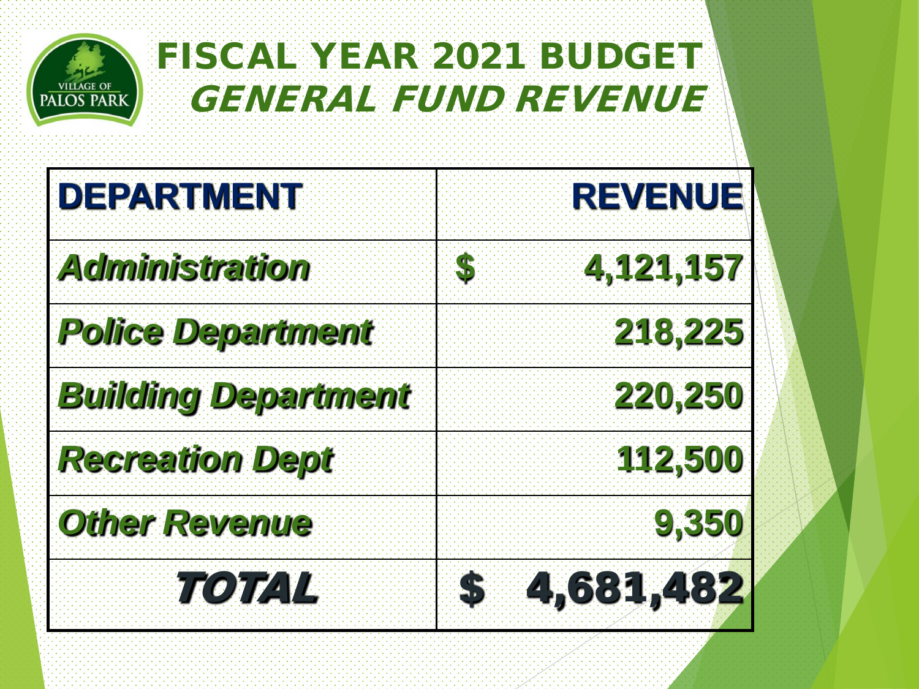# FISCAL YEAR 2021 BUDGET

## *GENERAL FUND REVENUE*

| DEPARTMENT | REVENUE |
|---|---|
| ***Administration*** | **$ 4,121,157** |
| ***Police Department*** | **218,225** |
| ***Building Department*** | **220,250** |
| ***Recreation Dept*** | **112,500** |
| ***Other Revenue*** | **9,350** |
| ***TOTAL*** | **$ 4,681,482** |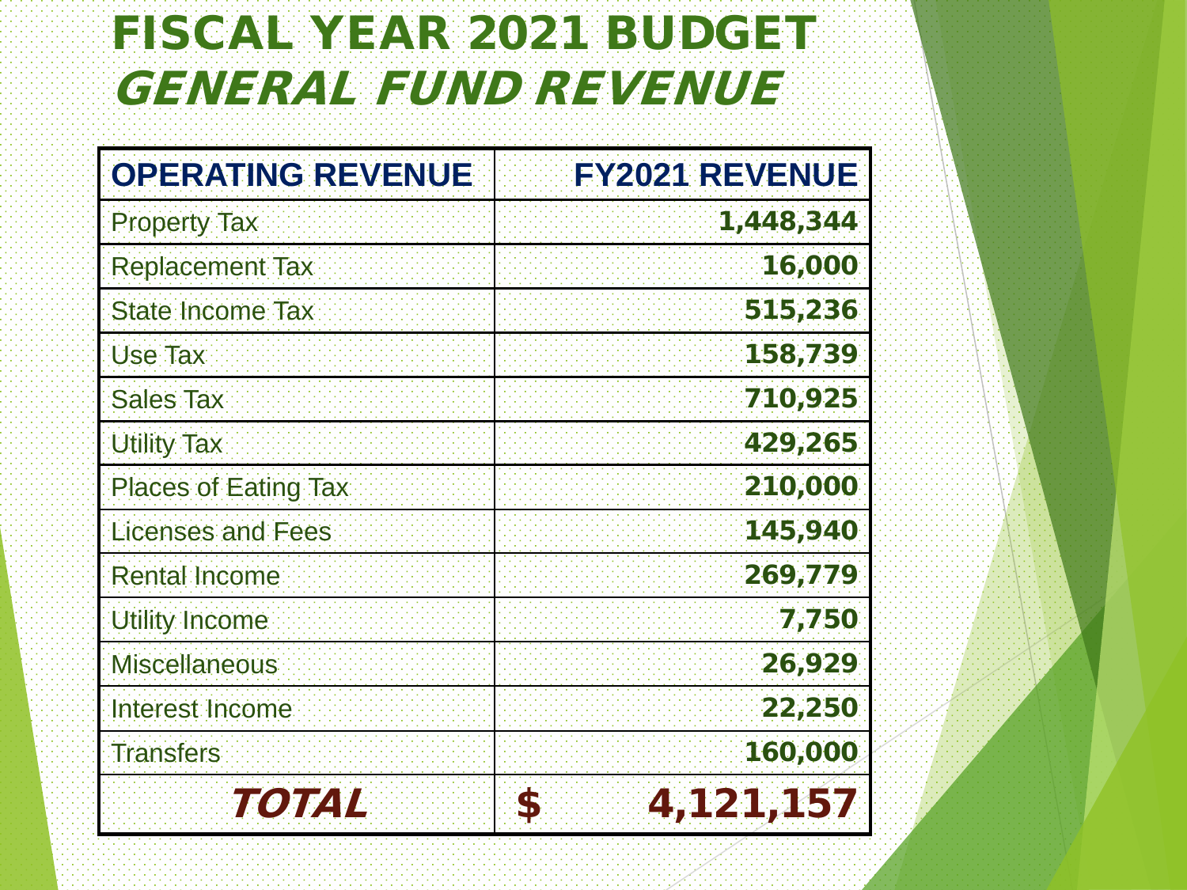# FISCAL YEAR 2021 BUDGET
## *GENERAL FUND REVENUE*

| OPERATING REVENUE | FY2021 REVENUE |
|---|---|
| Property Tax | 1,448,344 |
| Replacement Tax | 16,000 |
| State Income Tax | 515,236 |
| Use Tax | 158,739 |
| Sales Tax | 710,925 |
| Utility Tax | 429,265 |
| Places of Eating Tax | 210,000 |
| Licenses and Fees | 145,940 |
| Rental Income | 269,779 |
| Utility Income | 7,750 |
| Miscellaneous | 26,929 |
| Interest Income | 22,250 |
| Transfers | 160,000 |
| ***TOTAL*** | **$ 4,121,157** |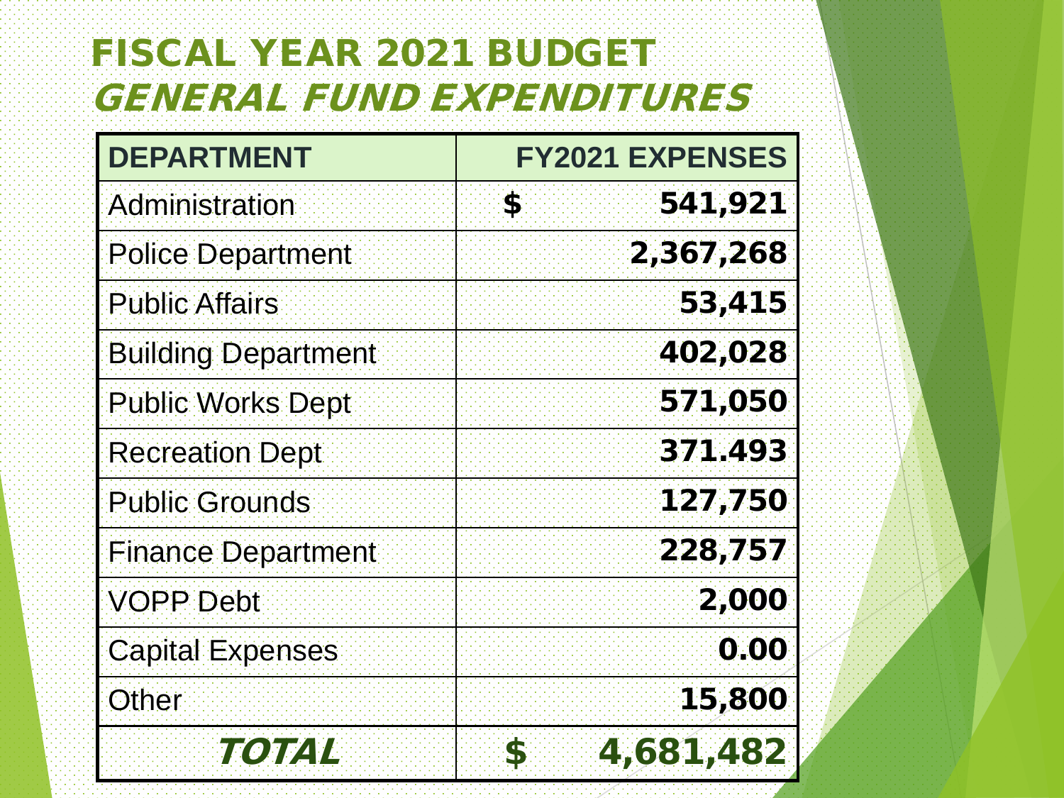# FISCAL YEAR 2021 BUDGET

## *GENERAL FUND EXPENDITURES*

| DEPARTMENT | FY2021 EXPENSES |
|---|---|
| Administration | **$ 541,921** |
| Police Department | **2,367,268** |
| Public Affairs | **53,415** |
| Building Department | **402,028** |
| Public Works Dept | **571,050** |
| Recreation Dept | **371.493** |
| Public Grounds | **127,750** |
| Finance Department | **228,757** |
| VOPP Debt | **2,000** |
| Capital Expenses | **0.00** |
| Other | **15,800** |
| ***TOTAL*** | **$ 4,681,482** |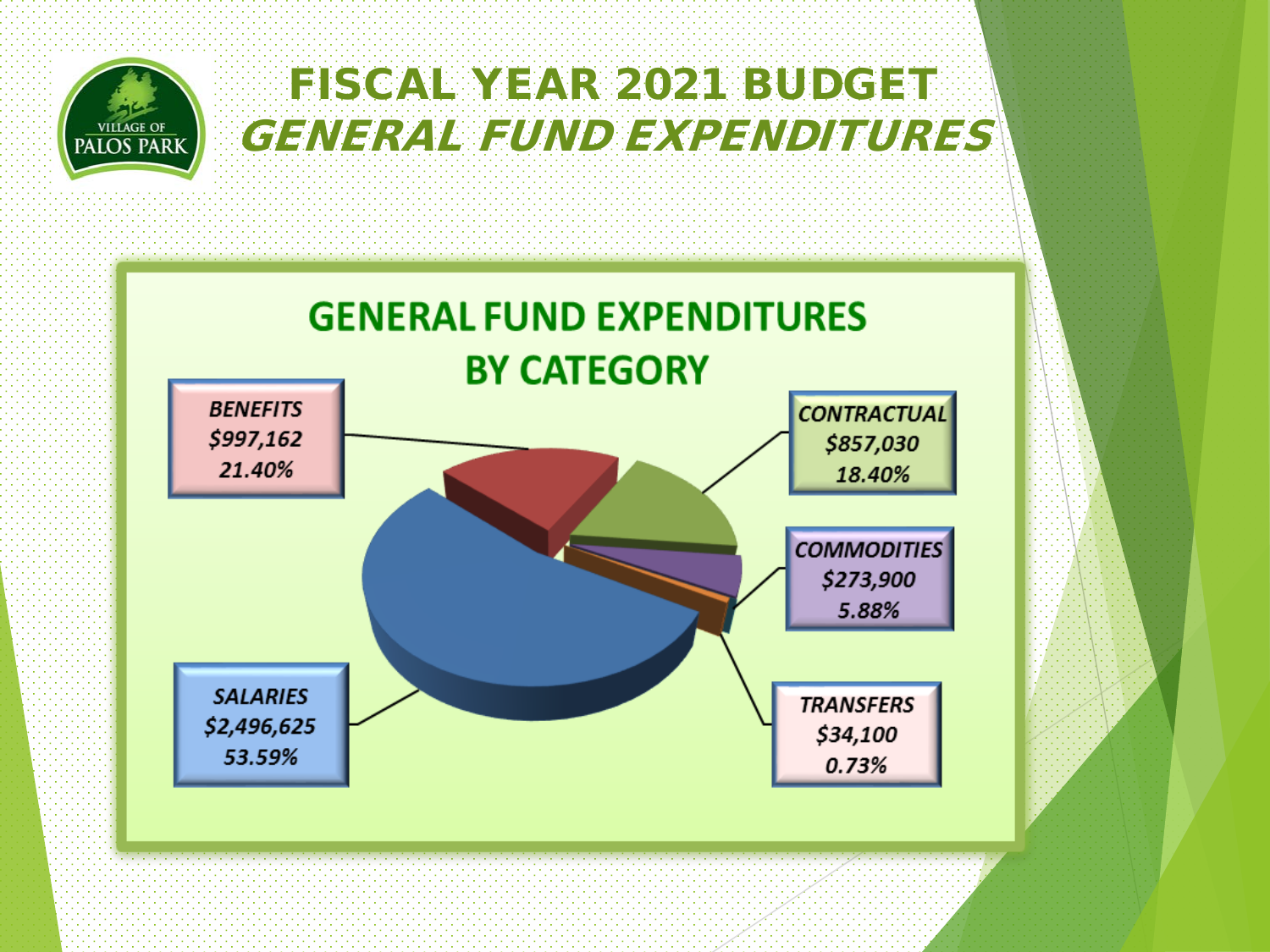# FISCAL YEAR 2021 BUDGET

## *GENERAL FUND EXPENDITURES*

### GENERAL FUND EXPENDITURES BY CATEGORY

*BENEFITS*
*$997,162*
*21.40%*

*CONTRACTUAL*
*$857,030*
*18.40%*

*COMMODITIES*
*$273,900*
*5.88%*

*SALARIES*
*$2,496,625*
*53.59%*

*TRANSFERS*
*$34,100*
*0.73%*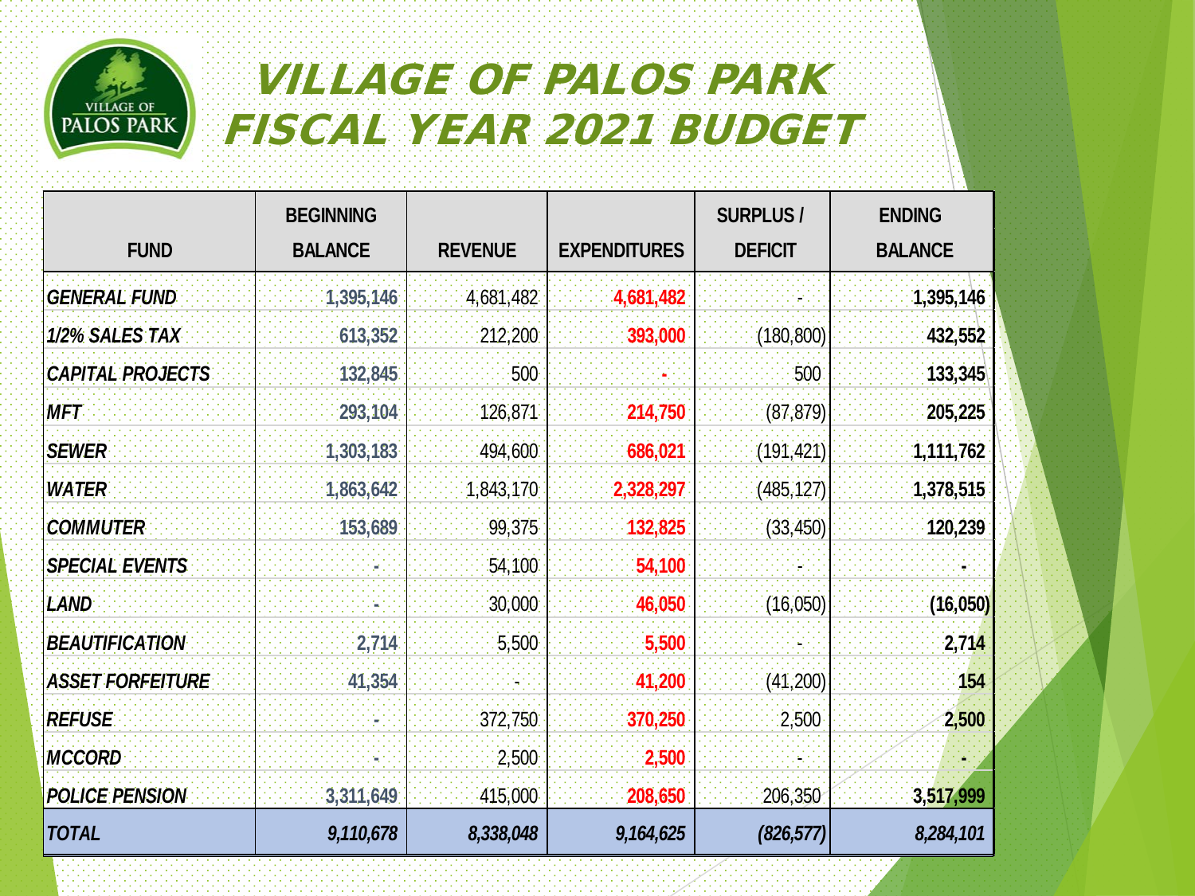# VILLAGE OF PALOS PARK FISCAL YEAR 2021 BUDGET

| FUND | BEGINNING BALANCE | REVENUE | EXPENDITURES | SURPLUS / DEFICIT | ENDING BALANCE |
|---|---|---|---|---|---|
| *GENERAL FUND* | 1,395,146 | 4,681,482 | 4,681,482 | - | 1,395,146 |
| *1/2% SALES TAX* | 613,352 | 212,200 | 393,000 | (180,800) | 432,552 |
| *CAPITAL PROJECTS* | 132,845 | 500 | - | 500 | 133,345 |
| *MFT* | 293,104 | 126,871 | 214,750 | (87,879) | 205,225 |
| *SEWER* | 1,303,183 | 494,600 | 686,021 | (191,421) | 1,111,762 |
| *WATER* | 1,863,642 | 1,843,170 | 2,328,297 | (485,127) | 1,378,515 |
| *COMMUTER* | 153,689 | 99,375 | 132,825 | (33,450) | 120,239 |
| *SPECIAL EVENTS* | - | 54,100 | 54,100 | - | - |
| *LAND* | - | 30,000 | 46,050 | (16,050) | (16,050) |
| *BEAUTIFICATION* | 2,714 | 5,500 | 5,500 | - | 2,714 |
| *ASSET FORFEITURE* | 41,354 | - | 41,200 | (41,200) | 154 |
| *REFUSE* | - | 372,750 | 370,250 | 2,500 | 2,500 |
| *MCCORD* | - | 2,500 | 2,500 | - | - |
| *POLICE PENSION* | 3,311,649 | 415,000 | 208,650 | 206,350 | 3,517,999 |
| ***TOTAL*** | ***9,110,678*** | ***8,338,048*** | ***9,164,625*** | ***(826,577)*** | ***8,284,101*** |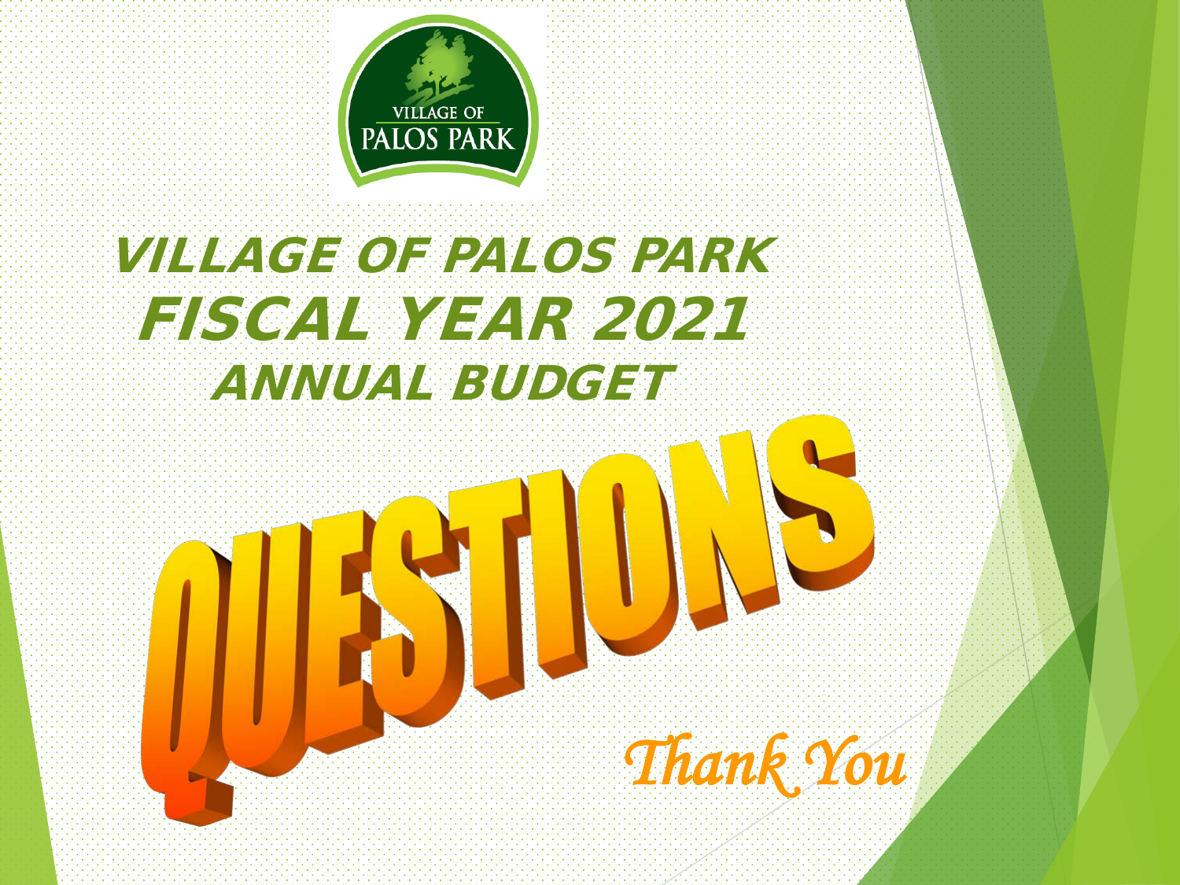VILLAGE OF PALOS PARK

# VILLAGE OF PALOS PARK
# FISCAL YEAR 2021
## ANNUAL BUDGET

QUESTIONS

*Thank You*